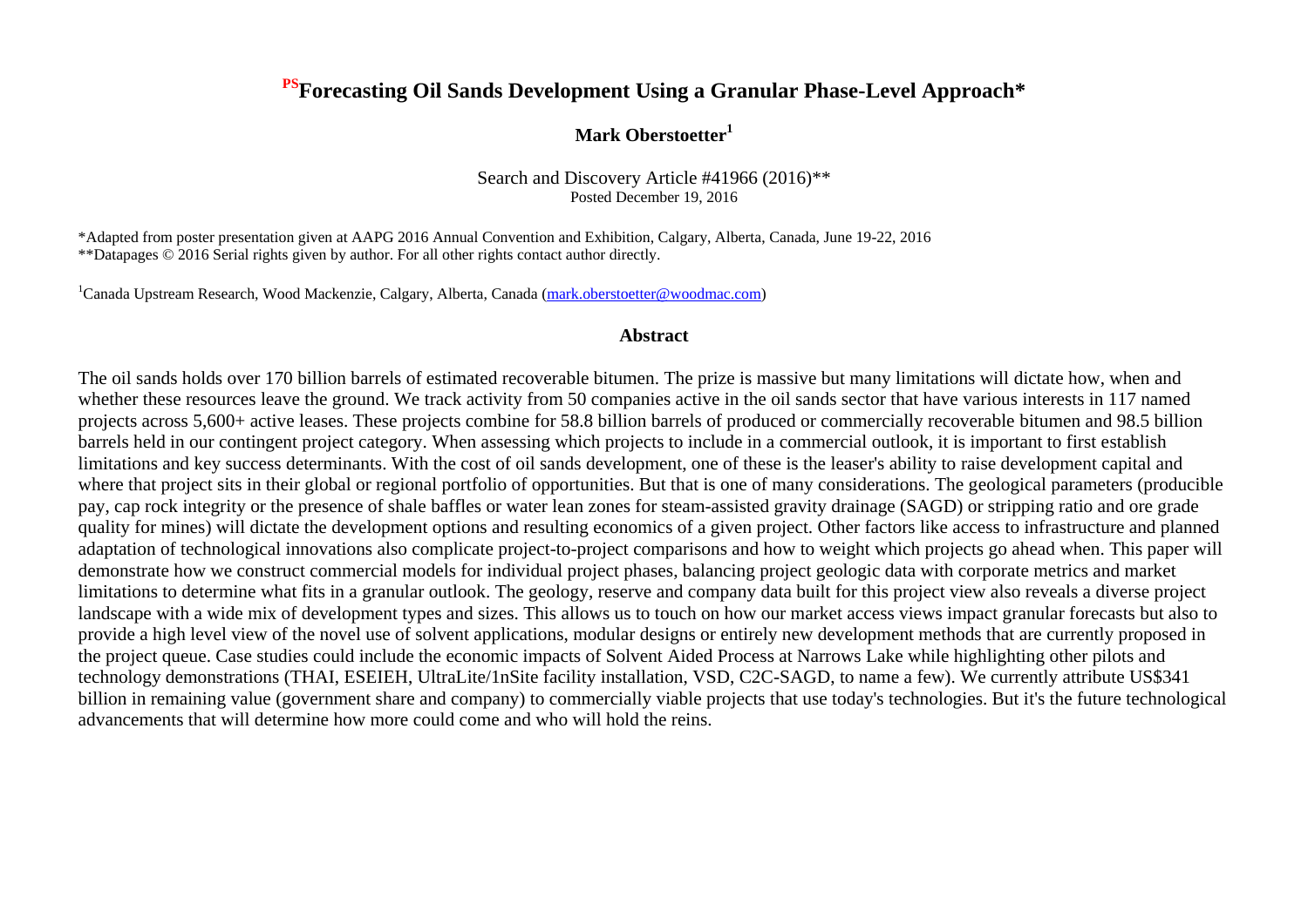# PS Forecasting Oil Sands Development Using a Granular Phase-Level Approach*

**Mark Oberstoetter**[1]

Search and Discovery Article #41966 (2016)**
Posted December 19, 2016

*Adapted from poster presentation given at AAPG 2016 Annual Convention and Exhibition, Calgary, Alberta, Canada, June 19-22, 2016
**Datapages © 2016 Serial rights given by author. For all other rights contact author directly.

[1]Canada Upstream Research, Wood Mackenzie, Calgary, Alberta, Canada (mark.oberstoetter@woodmac.com)

## Abstract

The oil sands holds over 170 billion barrels of estimated recoverable bitumen. The prize is massive but many limitations will dictate how, when and whether these resources leave the ground. We track activity from 50 companies active in the oil sands sector that have various interests in 117 named projects across 5,600+ active leases. These projects combine for 58.8 billion barrels of produced or commercially recoverable bitumen and 98.5 billion barrels held in our contingent project category. When assessing which projects to include in a commercial outlook, it is important to first establish limitations and key success determinants. With the cost of oil sands development, one of these is the leaser's ability to raise development capital and where that project sits in their global or regional portfolio of opportunities. But that is one of many considerations. The geological parameters (producible pay, cap rock integrity or the presence of shale baffles or water lean zones for steam-assisted gravity drainage (SAGD) or stripping ratio and ore grade quality for mines) will dictate the development options and resulting economics of a given project. Other factors like access to infrastructure and planned adaptation of technological innovations also complicate project-to-project comparisons and how to weight which projects go ahead when. This paper will demonstrate how we construct commercial models for individual project phases, balancing project geologic data with corporate metrics and market limitations to determine what fits in a granular outlook. The geology, reserve and company data built for this project view also reveals a diverse project landscape with a wide mix of development types and sizes. This allows us to touch on how our market access views impact granular forecasts but also to provide a high level view of the novel use of solvent applications, modular designs or entirely new development methods that are currently proposed in the project queue. Case studies could include the economic impacts of Solvent Aided Process at Narrows Lake while highlighting other pilots and technology demonstrations (THAI, ESEIEH, UltraLite/1nSite facility installation, VSD, C2C-SAGD, to name a few). We currently attribute US$341 billion in remaining value (government share and company) to commercially viable projects that use today's technologies. But it's the future technological advancements that will determine how more could come and who will hold the reins.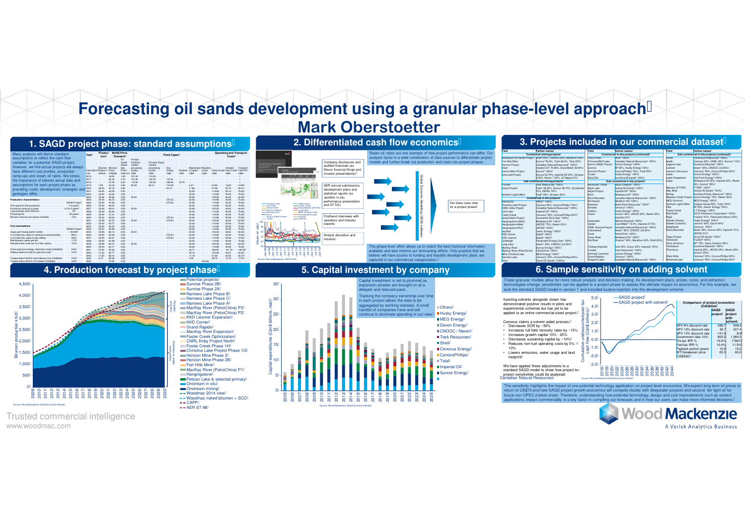# Forecasting oil sands development using a granular phase-level approach

## Mark Oberstoetter

## 1. SAGD project phase: standard assumptions

Many analysts will derive standard assumptions to reflect the cash flow variables for a potential SAGD project. However, we find actual projects will always have different cost profiles, production ramp-ups and steam oil ratios. We stress the importance of tailored actual data and assumptions for each project phase as prevailing costs, development strategies and geologies differ.

**Production characteristics:**

| | SAGD Project |
|---|---|
| First spend to first production | 3-4 years |
| Production ramp-up to peak | 0.5 to 2 years |
| Typical phase size ('000 b/d) | 25 |
| Producing life | 25 years |
| Bitumen reserves per phase (mmbbls) | 210 |

**Cost assumptions:**

| | SAGD Project |
|---|---|
| Capex per flowing barrel (C$/b/d) | 45,000 |
| % of initial dev capex to central processing facility | 60% |
| % of initial dev capex to dev drilling | 32% |
| Maintenance capex per bbl | 1.75 |
| Abandonment costs (as % of dev capex) | 10% |
| Fixed opex (non-energy, extraction costs) (C$/bbl/d) | 8.00 |
| Plateau steam-oil ratio for gas fuel costs | 3.00 |
| Transportation tariff to main delivery line (C$/bbl/d) | 0.90 |
| Transportation tariff to US market (C$/bbl) | 6.60 |

## 2. Differentiated cash flow economics

Steam-oil ratios are one example of how project performance can differ. Our analysts factor in a wide combination of data sources to differentiate project models and further break out production and costs into project phases.

- Company disclosures and audited financials (ex. Devon financial filings and investor presentations)
- AER annual submissions, development plans and statistical reports (ex. Jackfish in situ performance presentation and ST 53)
- Firsthand interviews with operators and industry experts
- Analyst discretion and intuition

Global Economic Modeling (GEM) software

Our base case view for a project phase

This phase-level effort allows us to match the best historical information available and also informs our forecasting efforts. Only projects that we believe will have access to funding and feasible development plans are captured in our commercial categorization.

Source: Wood Mackenzie, AER ST53

## 3. Projects included in our commercial dataset

| Field | Partner names |
|---|---|
| **Commercial mining projects** | |
| Athabasca Oil Sands Project | Shell 60%, Chevron 20%, Marathon 20% |
| Fort Hills Mine | Suncor 50.8%, Total 29.2%, Teck 20% |
| Horizon Project | Canadian Natural Resources 100% |
| Kearl | Imperial Oil 70.96%, ExxonMobil 29.04% |
| Suncor Mine Project | Suncor 100% |
| Syncrude Project | Suncor 53.74%, Imperial Oil 25%, Sinopec 9.03%, Nexen 7.23%, JX Nippon 5% |
| **Sub-commercial mining projects** | |
| Frontier | Teck Resources 100% |
| Joslyn Project | Total 38.25%, Suncor 36.75%, Occidental 15%, INPEX 10% |
| Northern Lights Mine | Total 50%, Sinopec 50% |
| **Commercial in situ projects** | |
| BlackGold | KNOC 100% |
| Christina Lake Project | Cenovus 50%, ConocoPhillips 50% |
| CNRL Kirby Project | Canadian Natural Resources 100% |
| Cold Lake | Imperial Oil 100% |
| Foster Creek | Cenovus 50%, ConocoPhillips 50% |
| Great Divide Project | Connacher Oil & Gas 100% |
| Hangingstone (AOC) | Athabasca Oil 100% |
| Hangingstone Main | JACOS 75%, Nexen 25% |
| Hangingstone Pilot | JACOS 100% |
| Jackfish | Devon Energy 100% |
| KKD Corner | Statoil 100% |
| KKD Leismer | Statoil 100% |
| Lindbergh | Pengrowth Energy Corp 100% |
| Long Lake | Nexen 65%, CNOOC Ltd 35% |
| MacKay River | Suncor Energy 100% |
| MacKay River (PetroChina) | PetroChina 100% |
| MEG Christina Lake | MEG Energy 100% |
| Narrows Lake | Cenovus 50%, ConocoPhillips 50% |
| Orion | Osum Oil Sands 100% |
| **Commercial in situ projects (continued)** | |
| Peace River | Shell 100% |
| Primrose/Wolf Lake | Canadian Natural Resources 100% |
| Suncor SAGD Project | Suncor Energy 100% |
| Sunrise | BP 50%, Husky Energy 50% |
| Surmont Project | ConocoPhillips 50%, Total 50% |
| Tucker | Husky Energy 100% |
| West Ells | Sunshine Oilsands 100% |
| **Sub-commercial in situ projects** | |
| Advanced TriStar | Value Creation 100% |
| Algar Lake | Grizzly Oil Sands 100% |
| Aspen Project | Imperial Oil 100% |
| Birch | Athabasca Oil 100% |
| Birch Mountain | Canadian Natural Resources 100% |
| Birchwood | Marathon Oil 100% |
| Blackrod | Black Pearl Resources 100% |
| Borealis | Cenovus 100% |
| Caribou | Husky Energy 100% |
| Chard | Suncor 36%, JACOS 25%, Nexen 25%, Imperial 14% |
| Clearwater | Alberta Oilsands 100% |
| Clyden | ExxonMobil 72.5%, Imperial 27.5% |
| CNRL Grouse Project | Canadian Natural Resources 100% |
| Cottonwood | Nexen 65%, CNOOC Ltd 35% |
| Dover | PetroChina 100% |
| Dover West | Athabasca Oil 100% |
| Ells River | Chevron 60%, Marathon 20%, Shell 20% |
| Firebag (Imperial) | Teck 50%, Exxon 25%, Imperial 25% |
| Frontier | Teck Resources 100% |
| Germain (Laricina) | Laricina Energy 100% |
| Grand Rapids | Cenovus 100% |
| Gregoire Lake | Canadian Natural Resources 100% |
| **Sub-commercial in situ projects (continued)** | |
| Hoole | Paramount Resources 100% |
| Ipiatik | Cenovus 60%, CNRL 30%, Suncor 10% |
| Legend Lake | Sunshine Oilsands 100% |
| Leismer | Nexen 65%, CNOOC Ltd 35% |
| Leismer (Cenovus) | Cenovus 50%, ConocoPhillips 50% |
| Lewis | Suncor Energy 100% |
| Lewis Steepbank | Oak Point Energy 100% |
| Liege | Athabasca Oil 25%, Imperial 25%, Nexen 25%, Suncor 25% |
| Meikeru (FTTEP) | PTTEP 100% |
| May River | Grizzly Oil Sands 100% |
| McKay | Southern Pacific Resource 100% |
| Meadow Creek Project | Suncor Energy 75%, Nexen 25% |
| MEG Surmont | MEG Energy 100% |
| Northern Lights Mine | Sinopec Group 50%, Total 50% |
| Pike | BP 50%, Devon Energy 50% |
| Poplar Creek | E-T Energy 100% |
| Red Earth | CCC Petroleum Corporation 100% |
| Rigel | Prosper 67%, PetroLama Namur 33% |
| Saleski (Husky) | Husky Energy 100% |
| Saleski (Laricina) | Laricina 60%, Osum 40% |
| Steepbank | Cenovus 100% |
| Stony Mountain | Nexen 29%, Suncor 29%, Imperial 21%, JACOS 21% |
| Taiga Project | Osum Oil Sands 100% |
| Tamarack | Husky 100% |
| Terre de Grace | BP 75%, Value Creation 25% |
| Thickwood | Sunshine Oilsands 100% |
| Thornbury | Imperial 25%, JACOS 25%, Nexen 25%, Suncor 25% |
| West Kirby | Cenovus 50%, ConocoPhillips 50% |
| Winefred Lake | Cenovus 50%, ConocoPhillips 50% |

## 4. Production forecast by project phase

Bitumen production kb/d

Potential projects; Sunrise Phase 2B; Sunrise Phase 2A; Narrows Lake Phase B; Narrows Lake Phase C; Narrows Lake Phase A; MacKay River (PetroChina) P3; MacKay River (PetroChina) P2; KKD Leismer Expansion; KKD Corner; Grand Rapids; MacKay River Expansion; Foster Creek Optimization; CNRL Kirby Project North; Foster Creek Phase 1H; Christina Lake Project Phase 1G; Horizon Mine Phase 3; Horizon Mine Phase 2B; Fort Hills Mine; MacKay River (PetroChina) P1; Hangingstone; Pelican Lake & selected primary; Onstream in situ; Onstream mining; Woodmac 2014 view; Woodmac risked bitumen + SCO; CAPP; AER ST 98

Residual projects; Onstream or under construction

Source: Wood Mackenzie Global Economic Model

## 5. Capital investment by company

Capital expenditures (C$ billions, real)

Capital investment is set to plummet as expansion phases are brought on at a delayed and reduced pace.

Tracking the company ownership over time in each project allows the data to be aggregated by working interests. A small handful of companies have and will continue to dominate spending in our view.

Others; Husky Energy; MEG Energy; Devon Energy; CNOOC / Nexen; Teck Resources; Shell; Cenovus Energy; ConocoPhillips; Total; Imperial Oil; Suncor Energy

Source: Wood Mackenzie Global Economic Model

## 6. Sample sensitivity on adding solvent

These granular models allow for more robust analysis and decision-making. As development plans, prices, costs, and extraction technologies change, sensitivities can be applied to a project phase to assess the ultimate impact on economics. For this example, we took the standard SAGD model in section 1 and included butane injection into the development scheme.

Injecting solvents alongside steam has demonstrated positive results in pilots and experimental schemes but has yet to be applied to an entire commercial-sized project.

Cenovus claims a solvent aided process:

- Decreases SOR by ~30%
- Increases full field recovery rates by ~15%
- Increases growth capital 10% - 20%
- Decreases sustaining capital by ~10%
- Reduces non-fuel operating costs by 5% - 10%
- Lowers emissions, water usage and land footprint

We have applied these adjustments to a standard SAGD model to show how project-to-project sensitivities could be analysed.

Canadian Natural Resources

Cumulative undiscounted post-tax cash flow (C$ billions)

SAGD project; SAGD project with solvent

Source: Wood Mackenzie Global Economic Model

**Comparison of project economics (C$mmm)**

| | SAGD project | SAGD project with solvent |
|---|---|---|
| NPV 8% discount rate | 295.7 | 549.9 |
| NPV 10% discount rate | 38.7 | 227.4 |
| NPV 12% discount rate | -141.0 | -8.6 |
| Government take 10% | 803.2 | 1,084.3 |
| Pre-tax IRR % | 16.0% | 17.80% |
| Post-tax IRR % | 10.4% | 11.9% |
| Payback period (years) | 10.9 | 10.2 |
| WTI breakeven price (US$/bbl) | 65.5 | 60.2 |

This sensitivity highlights the impact of one potential technology application on project-level economics. We expect long term oil prices to return to US$70 and new SAGD project growth economics will compete closely with deepwater projects and second tier tight oil for future non-OPEC market share. Therefore, understanding how potential technology, design and cost improvements such as solvent applications impact commerciality is a key factor in compiling our forecasts and in how our users can make more informed decisions.

Trusted commercial intelligence
www.woodmac.com

Wood Mackenzie
A Verisk Analytics Business